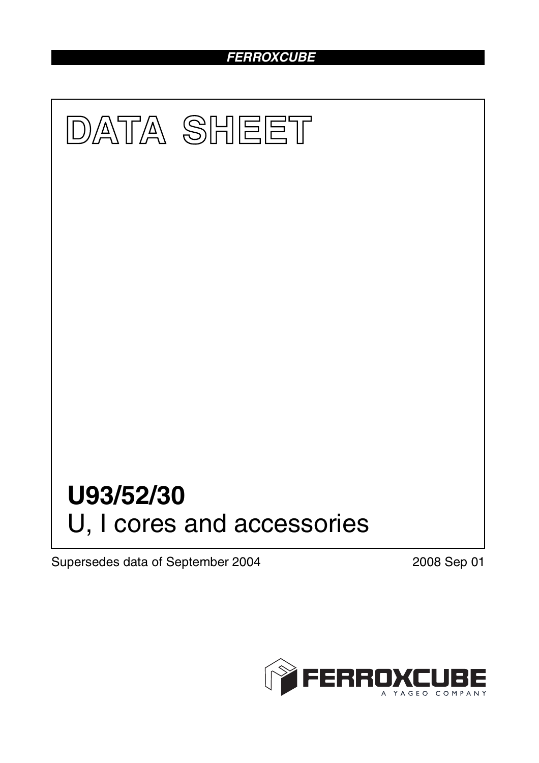FERROXCUBE

# DATA SHEET

# U93/52/30

## U, I cores and accessories

Supersedes data of September 2004

2008 Sep 01

FERROXCUBE
A YAGEO COMPANY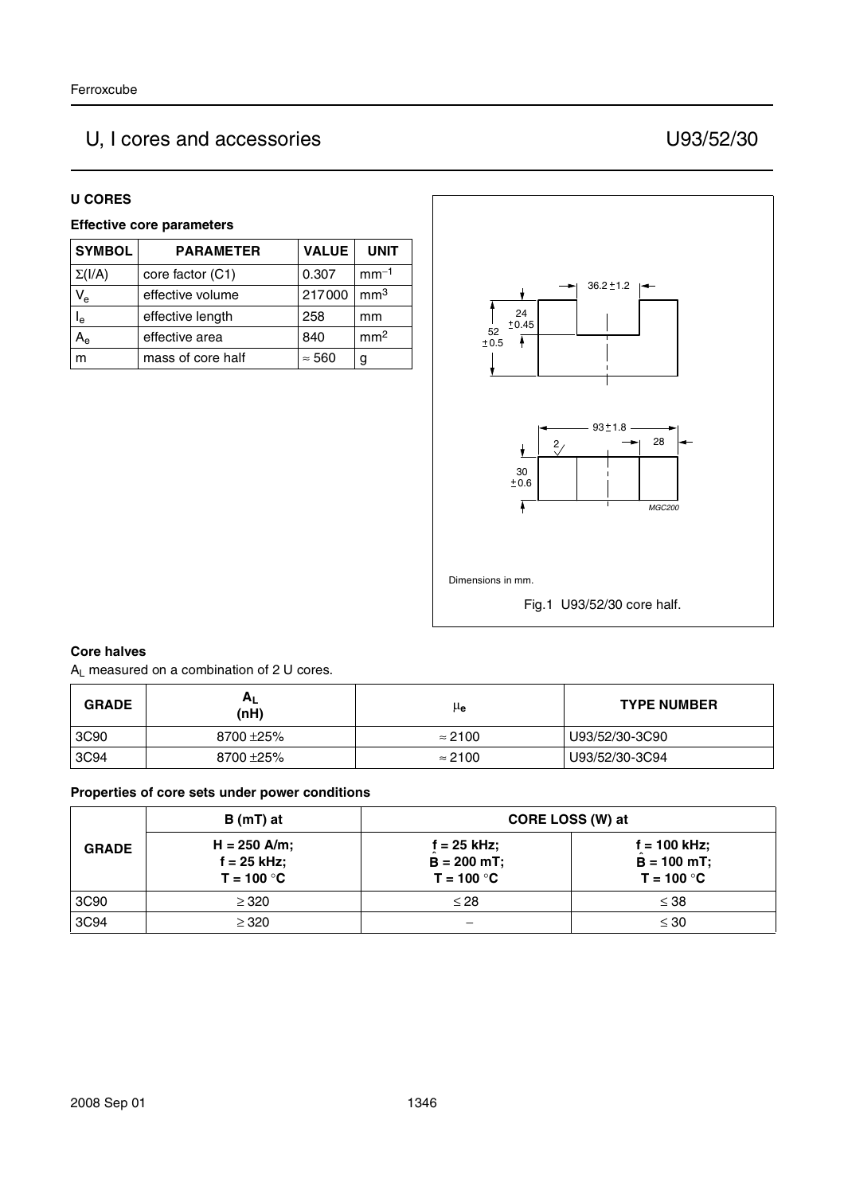## U CORES

### Effective core parameters

| SYMBOL | PARAMETER | VALUE | UNIT |
|---|---|---|---|
| Σ(I/A) | core factor (C1) | 0.307 | $mm^{-1}$ |
| $V_e$ | effective volume | 217000 | $mm^3$ |
| $l_e$ | effective length | 258 | mm |
| $A_e$ | effective area | 840 | $mm^2$ |
| m | mass of core half | ≈ 560 | g |

Dimensions in mm.

Fig.1 U93/52/30 core half.

### Core halves

$A_L$ measured on a combination of 2 U cores.

| GRADE | $A_L$ (nH) | $\mu_e$ | TYPE NUMBER |
|---|---|---|---|
| 3C90 | 8700 ±25% | ≈ 2100 | U93/52/30-3C90 |
| 3C94 | 8700 ±25% | ≈ 2100 | U93/52/30-3C94 |

### Properties of core sets under power conditions

| GRADE | B (mT) at | CORE LOSS (W) at | |
|---|---|---|---|
| | H = 250 A/m; f = 25 kHz; T = 100 °C | f = 25 kHz; $\hat{B}$ = 200 mT; T = 100 °C | f = 100 kHz; $\hat{B}$ = 100 mT; T = 100 °C |
| 3C90 | ≥ 320 | ≤ 28 | ≤ 38 |
| 3C94 | ≥ 320 | − | ≤ 30 |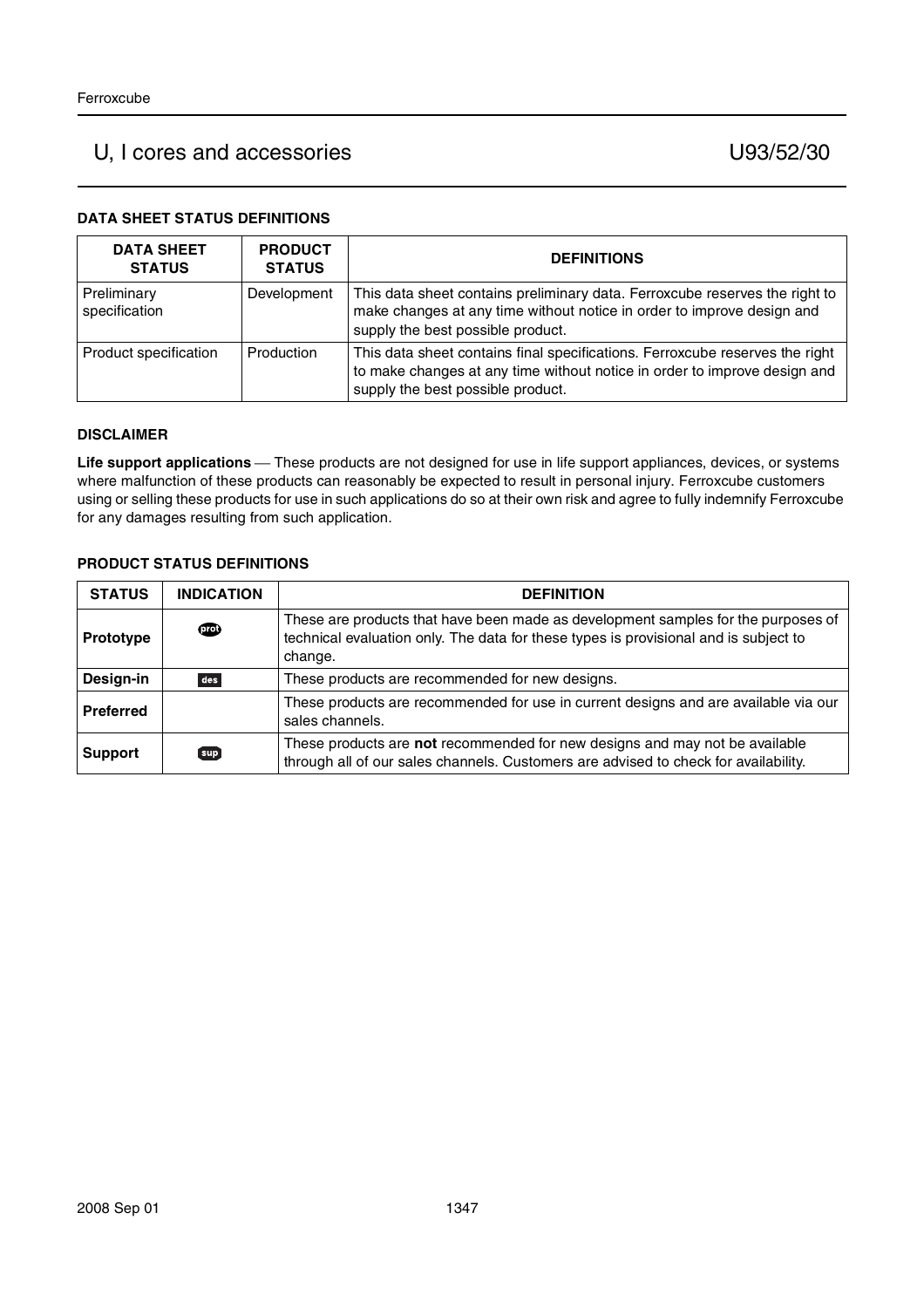## DATA SHEET STATUS DEFINITIONS

| DATA SHEET STATUS | PRODUCT STATUS | DEFINITIONS |
|---|---|---|
| Preliminary specification | Development | This data sheet contains preliminary data. Ferroxcube reserves the right to make changes at any time without notice in order to improve design and supply the best possible product. |
| Product specification | Production | This data sheet contains final specifications. Ferroxcube reserves the right to make changes at any time without notice in order to improve design and supply the best possible product. |

## DISCLAIMER

**Life support applications** — These products are not designed for use in life support appliances, devices, or systems where malfunction of these products can reasonably be expected to result in personal injury. Ferroxcube customers using or selling these products for use in such applications do so at their own risk and agree to fully indemnify Ferroxcube for any damages resulting from such application.

## PRODUCT STATUS DEFINITIONS

| STATUS | INDICATION | DEFINITION |
|---|---|---|
| **Prototype** | prot | These are products that have been made as development samples for the purposes of technical evaluation only. The data for these types is provisional and is subject to change. |
| **Design-in** | des | These products are recommended for new designs. |
| **Preferred** | | These products are recommended for use in current designs and are available via our sales channels. |
| **Support** | sup | These products are **not** recommended for new designs and may not be available through all of our sales channels. Customers are advised to check for availability. |